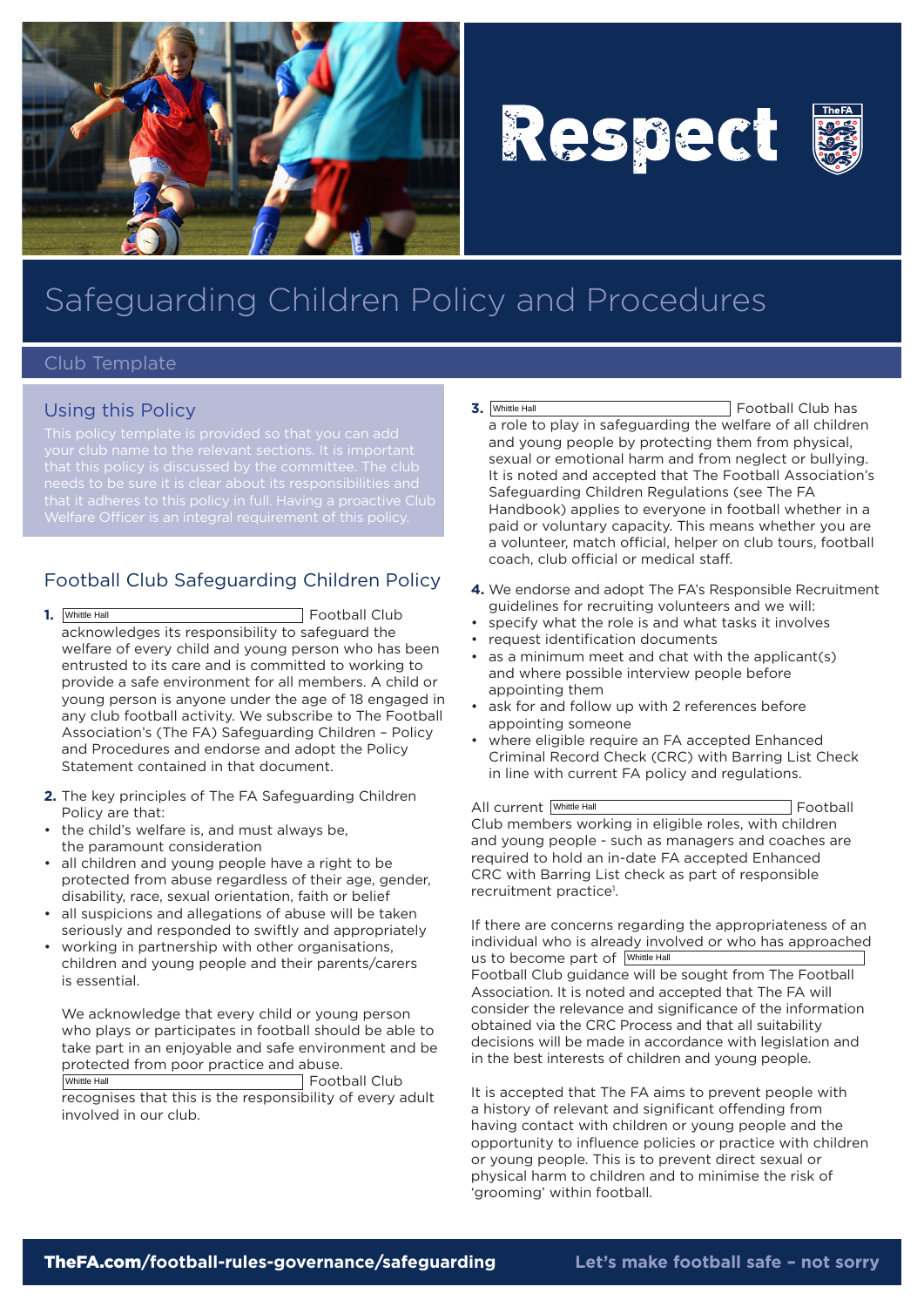Respect

# Safeguarding Children Policy and Procedures

Club Template

## Using this Policy

This policy template is provided so that you can add your club name to the relevant sections. It is important that this policy is discussed by the committee. The club needs to be sure it is clear about its responsibilities and that it adheres to this policy in full. Having a proactive Club Welfare Officer is an integral requirement of this policy.

## Football Club Safeguarding Children Policy

**1.** Whittle Hall Football Club acknowledges its responsibility to safeguard the welfare of every child and young person who has been entrusted to its care and is committed to working to provide a safe environment for all members. A child or young person is anyone under the age of 18 engaged in any club football activity. We subscribe to The Football Association's (The FA) Safeguarding Children – Policy and Procedures and endorse and adopt the Policy Statement contained in that document.

**2.** The key principles of The FA Safeguarding Children Policy are that:

- the child's welfare is, and must always be, the paramount consideration
- all children and young people have a right to be protected from abuse regardless of their age, gender, disability, race, sexual orientation, faith or belief
- all suspicions and allegations of abuse will be taken seriously and responded to swiftly and appropriately
- working in partnership with other organisations, children and young people and their parents/carers is essential.

We acknowledge that every child or young person who plays or participates in football should be able to take part in an enjoyable and safe environment and be protected from poor practice and abuse. Whittle Hall Football Club recognises that this is the responsibility of every adult involved in our club.

**3.** Whittle Hall Football Club has a role to play in safeguarding the welfare of all children and young people by protecting them from physical, sexual or emotional harm and from neglect or bullying. It is noted and accepted that The Football Association's Safeguarding Children Regulations (see The FA Handbook) applies to everyone in football whether in a paid or voluntary capacity. This means whether you are a volunteer, match official, helper on club tours, football coach, club official or medical staff.

**4.** We endorse and adopt The FA's Responsible Recruitment guidelines for recruiting volunteers and we will:

- specify what the role is and what tasks it involves
- request identification documents
- as a minimum meet and chat with the applicant(s) and where possible interview people before appointing them
- ask for and follow up with 2 references before appointing someone
- where eligible require an FA accepted Enhanced Criminal Record Check (CRC) with Barring List Check in line with current FA policy and regulations.

All current Whittle Hall Football Club members working in eligible roles, with children and young people - such as managers and coaches are required to hold an in-date FA accepted Enhanced CRC with Barring List check as part of responsible recruitment practice[1].

If there are concerns regarding the appropriateness of an individual who is already involved or who has approached us to become part of Whittle Hall Football Club guidance will be sought from The Football Association. It is noted and accepted that The FA will consider the relevance and significance of the information obtained via the CRC Process and that all suitability decisions will be made in accordance with legislation and in the best interests of children and young people.

It is accepted that The FA aims to prevent people with a history of relevant and significant offending from having contact with children or young people and the opportunity to influence policies or practice with children or young people. This is to prevent direct sexual or physical harm to children and to minimise the risk of 'grooming' within football.

TheFA.com/football-rules-governance/safeguarding — Let's make football safe – not sorry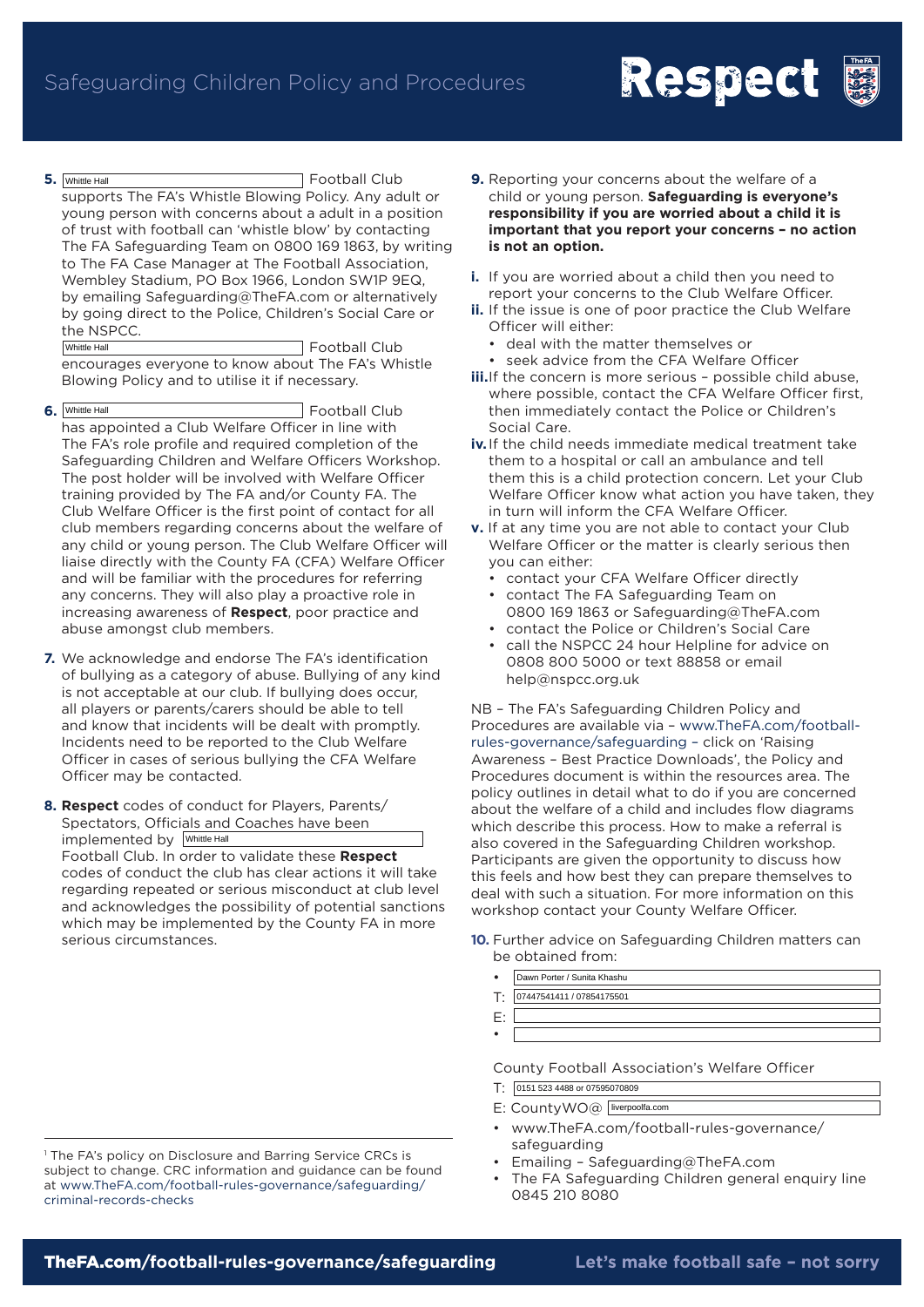# Safeguarding Children Policy and Procedures

**Respect**

**5.** Whittle Hall Football Club supports The FA's Whistle Blowing Policy. Any adult or young person with concerns about a adult in a position of trust with football can 'whistle blow' by contacting The FA Safeguarding Team on 0800 169 1863, by writing to The FA Case Manager at The Football Association, Wembley Stadium, PO Box 1966, London SW1P 9EQ, by emailing Safeguarding@TheFA.com or alternatively by going direct to the Police, Children's Social Care or the NSPCC.
Whittle Hall Football Club encourages everyone to know about The FA's Whistle Blowing Policy and to utilise it if necessary.

**6.** Whittle Hall Football Club has appointed a Club Welfare Officer in line with The FA's role profile and required completion of the Safeguarding Children and Welfare Officers Workshop. The post holder will be involved with Welfare Officer training provided by The FA and/or County FA. The Club Welfare Officer is the first point of contact for all club members regarding concerns about the welfare of any child or young person. The Club Welfare Officer will liaise directly with the County FA (CFA) Welfare Officer and will be familiar with the procedures for referring any concerns. They will also play a proactive role in increasing awareness of **Respect**, poor practice and abuse amongst club members.

**7.** We acknowledge and endorse The FA's identification of bullying as a category of abuse. Bullying of any kind is not acceptable at our club. If bullying does occur, all players or parents/carers should be able to tell and know that incidents will be dealt with promptly. Incidents need to be reported to the Club Welfare Officer in cases of serious bullying the CFA Welfare Officer may be contacted.

**8.** **Respect** codes of conduct for Players, Parents/Spectators, Officials and Coaches have been implemented by Whittle Hall Football Club. In order to validate these **Respect** codes of conduct the club has clear actions it will take regarding repeated or serious misconduct at club level and acknowledges the possibility of potential sanctions which may be implemented by the County FA in more serious circumstances.

**9.** Reporting your concerns about the welfare of a child or young person. **Safeguarding is everyone's responsibility if you are worried about a child it is important that you report your concerns – no action is not an option.**

**i.** If you are worried about a child then you need to report your concerns to the Club Welfare Officer.

**ii.** If the issue is one of poor practice the Club Welfare Officer will either:
- deal with the matter themselves or
- seek advice from the CFA Welfare Officer

**iii.** If the concern is more serious – possible child abuse, where possible, contact the CFA Welfare Officer first, then immediately contact the Police or Children's Social Care.

**iv.** If the child needs immediate medical treatment take them to a hospital or call an ambulance and tell them this is a child protection concern. Let your Club Welfare Officer know what action you have taken, they in turn will inform the CFA Welfare Officer.

**v.** If at any time you are not able to contact your Club Welfare Officer or the matter is clearly serious then you can either:
- contact your CFA Welfare Officer directly
- contact The FA Safeguarding Team on 0800 169 1863 or Safeguarding@TheFA.com
- contact the Police or Children's Social Care
- call the NSPCC 24 hour Helpline for advice on 0808 800 5000 or text 88858 or email help@nspcc.org.uk

NB – The FA's Safeguarding Children Policy and Procedures are available via – www.TheFA.com/football-rules-governance/safeguarding – click on 'Raising Awareness – Best Practice Downloads', the Policy and Procedures document is within the resources area. The policy outlines in detail what to do if you are concerned about the welfare of a child and includes flow diagrams which describe this process. How to make a referral is also covered in the Safeguarding Children workshop. Participants are given the opportunity to discuss how this feels and how best they can prepare themselves to deal with such a situation. For more information on this workshop contact your County Welfare Officer.

**10.** Further advice on Safeguarding Children matters can be obtained from:
- Dawn Porter / Sunita Khashu

T: 07447541411 / 07854175501
E:
- 

County Football Association's Welfare Officer
T: 0151 523 4488 or 07595070809
E: CountyWO@ liverpoolfa.com
- www.TheFA.com/football-rules-governance/safeguarding
- Emailing – Safeguarding@TheFA.com
- The FA Safeguarding Children general enquiry line 0845 210 8080

[1] The FA's policy on Disclosure and Barring Service CRCs is subject to change. CRC information and guidance can be found at www.TheFA.com/football-rules-governance/safeguarding/criminal-records-checks

TheFA.com/football-rules-governance/safeguarding — Let's make football safe – not sorry